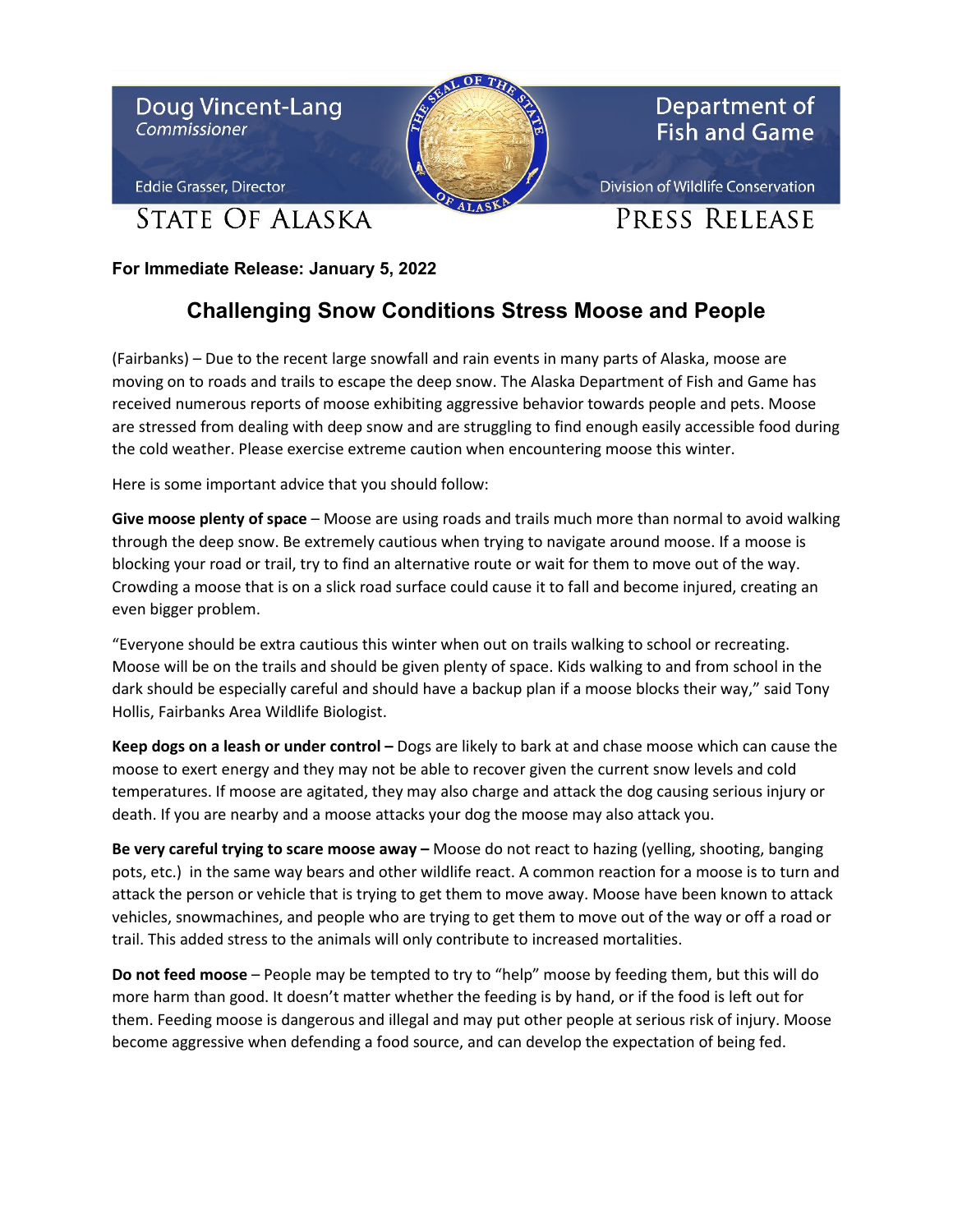Doug Vincent-Lang
*Commissioner*

Eddie Grasser, Director

STATE OF ALASKA

Department of Fish and Game

Division of Wildlife Conservation

PRESS RELEASE

**For Immediate Release: January 5, 2022**

# Challenging Snow Conditions Stress Moose and People

(Fairbanks) – Due to the recent large snowfall and rain events in many parts of Alaska, moose are moving on to roads and trails to escape the deep snow. The Alaska Department of Fish and Game has received numerous reports of moose exhibiting aggressive behavior towards people and pets. Moose are stressed from dealing with deep snow and are struggling to find enough easily accessible food during the cold weather. Please exercise extreme caution when encountering moose this winter.

Here is some important advice that you should follow:

**Give moose plenty of space** – Moose are using roads and trails much more than normal to avoid walking through the deep snow. Be extremely cautious when trying to navigate around moose. If a moose is blocking your road or trail, try to find an alternative route or wait for them to move out of the way. Crowding a moose that is on a slick road surface could cause it to fall and become injured, creating an even bigger problem.

"Everyone should be extra cautious this winter when out on trails walking to school or recreating. Moose will be on the trails and should be given plenty of space. Kids walking to and from school in the dark should be especially careful and should have a backup plan if a moose blocks their way," said Tony Hollis, Fairbanks Area Wildlife Biologist.

**Keep dogs on a leash or under control –** Dogs are likely to bark at and chase moose which can cause the moose to exert energy and they may not be able to recover given the current snow levels and cold temperatures. If moose are agitated, they may also charge and attack the dog causing serious injury or death. If you are nearby and a moose attacks your dog the moose may also attack you.

**Be very careful trying to scare moose away –** Moose do not react to hazing (yelling, shooting, banging pots, etc.) in the same way bears and other wildlife react. A common reaction for a moose is to turn and attack the person or vehicle that is trying to get them to move away. Moose have been known to attack vehicles, snowmachines, and people who are trying to get them to move out of the way or off a road or trail. This added stress to the animals will only contribute to increased mortalities.

**Do not feed moose** – People may be tempted to try to "help" moose by feeding them, but this will do more harm than good. It doesn't matter whether the feeding is by hand, or if the food is left out for them. Feeding moose is dangerous and illegal and may put other people at serious risk of injury. Moose become aggressive when defending a food source, and can develop the expectation of being fed.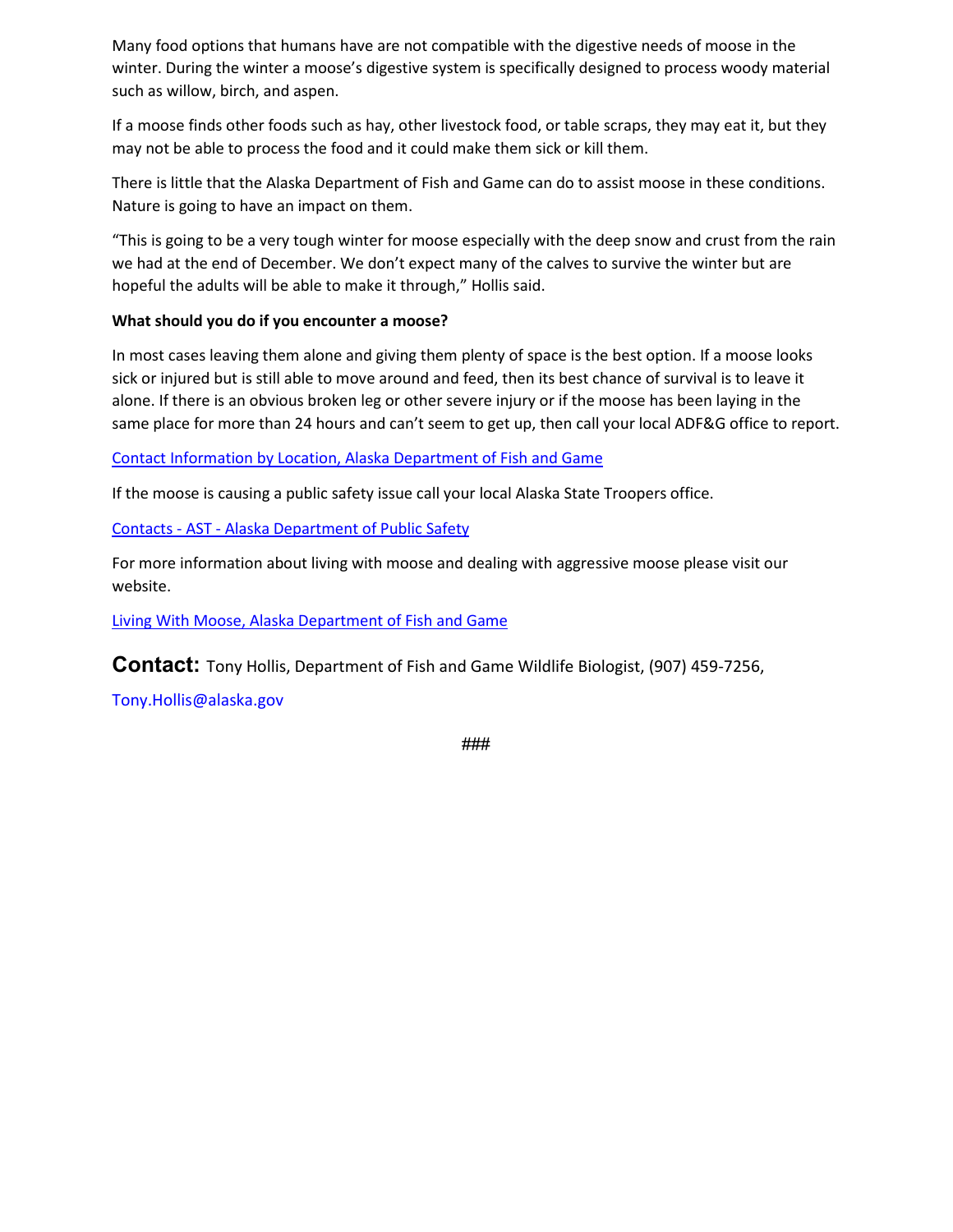Many food options that humans have are not compatible with the digestive needs of moose in the winter. During the winter a moose's digestive system is specifically designed to process woody material such as willow, birch, and aspen.

If a moose finds other foods such as hay, other livestock food, or table scraps, they may eat it, but they may not be able to process the food and it could make them sick or kill them.

There is little that the Alaska Department of Fish and Game can do to assist moose in these conditions. Nature is going to have an impact on them.

"This is going to be a very tough winter for moose especially with the deep snow and crust from the rain we had at the end of December. We don't expect many of the calves to survive the winter but are hopeful the adults will be able to make it through," Hollis said.

**What should you do if you encounter a moose?**

In most cases leaving them alone and giving them plenty of space is the best option. If a moose looks sick or injured but is still able to move around and feed, then its best chance of survival is to leave it alone. If there is an obvious broken leg or other severe injury or if the moose has been laying in the same place for more than 24 hours and can't seem to get up, then call your local ADF&G office to report.

Contact Information by Location, Alaska Department of Fish and Game

If the moose is causing a public safety issue call your local Alaska State Troopers office.

Contacts - AST - Alaska Department of Public Safety

For more information about living with moose and dealing with aggressive moose please visit our website.

Living With Moose, Alaska Department of Fish and Game

**Contact:** Tony Hollis, Department of Fish and Game Wildlife Biologist, (907) 459-7256, Tony.Hollis@alaska.gov

###